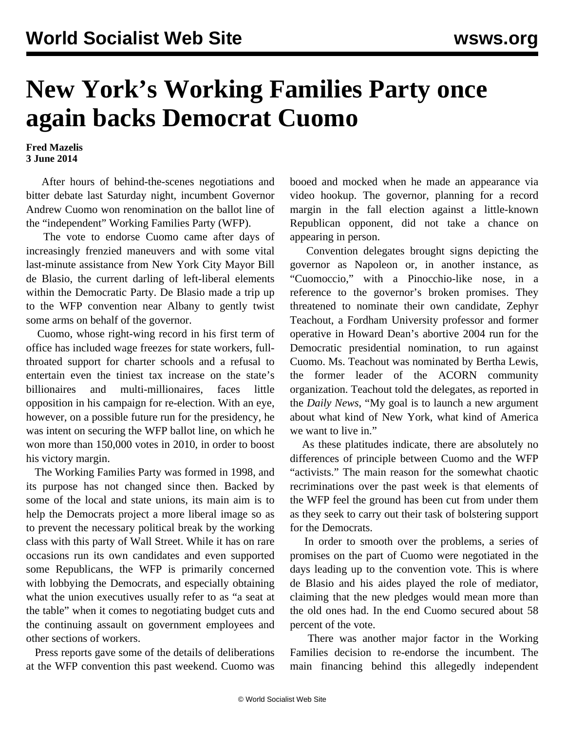# New York's Working Families Party once again backs Democrat Cuomo

**Fred Mazelis**
**3 June 2014**

After hours of behind-the-scenes negotiations and bitter debate last Saturday night, incumbent Governor Andrew Cuomo won renomination on the ballot line of the "independent" Working Families Party (WFP).

The vote to endorse Cuomo came after days of increasingly frenzied maneuvers and with some vital last-minute assistance from New York City Mayor Bill de Blasio, the current darling of left-liberal elements within the Democratic Party. De Blasio made a trip up to the WFP convention near Albany to gently twist some arms on behalf of the governor.

Cuomo, whose right-wing record in his first term of office has included wage freezes for state workers, full-throated support for charter schools and a refusal to entertain even the tiniest tax increase on the state's billionaires and multi-millionaires, faces little opposition in his campaign for re-election. With an eye, however, on a possible future run for the presidency, he was intent on securing the WFP ballot line, on which he won more than 150,000 votes in 2010, in order to boost his victory margin.

The Working Families Party was formed in 1998, and its purpose has not changed since then. Backed by some of the local and state unions, its main aim is to help the Democrats project a more liberal image so as to prevent the necessary political break by the working class with this party of Wall Street. While it has on rare occasions run its own candidates and even supported some Republicans, the WFP is primarily concerned with lobbying the Democrats, and especially obtaining what the union executives usually refer to as "a seat at the table" when it comes to negotiating budget cuts and the continuing assault on government employees and other sections of workers.

Press reports gave some of the details of deliberations at the WFP convention this past weekend. Cuomo was booed and mocked when he made an appearance via video hookup. The governor, planning for a record margin in the fall election against a little-known Republican opponent, did not take a chance on appearing in person.

Convention delegates brought signs depicting the governor as Napoleon or, in another instance, as "Cuomoccio," with a Pinocchio-like nose, in a reference to the governor's broken promises. They threatened to nominate their own candidate, Zephyr Teachout, a Fordham University professor and former operative in Howard Dean's abortive 2004 run for the Democratic presidential nomination, to run against Cuomo. Ms. Teachout was nominated by Bertha Lewis, the former leader of the ACORN community organization. Teachout told the delegates, as reported in the *Daily News*, "My goal is to launch a new argument about what kind of New York, what kind of America we want to live in."

As these platitudes indicate, there are absolutely no differences of principle between Cuomo and the WFP "activists." The main reason for the somewhat chaotic recriminations over the past week is that elements of the WFP feel the ground has been cut from under them as they seek to carry out their task of bolstering support for the Democrats.

In order to smooth over the problems, a series of promises on the part of Cuomo were negotiated in the days leading up to the convention vote. This is where de Blasio and his aides played the role of mediator, claiming that the new pledges would mean more than the old ones had. In the end Cuomo secured about 58 percent of the vote.

There was another major factor in the Working Families decision to re-endorse the incumbent. The main financing behind this allegedly independent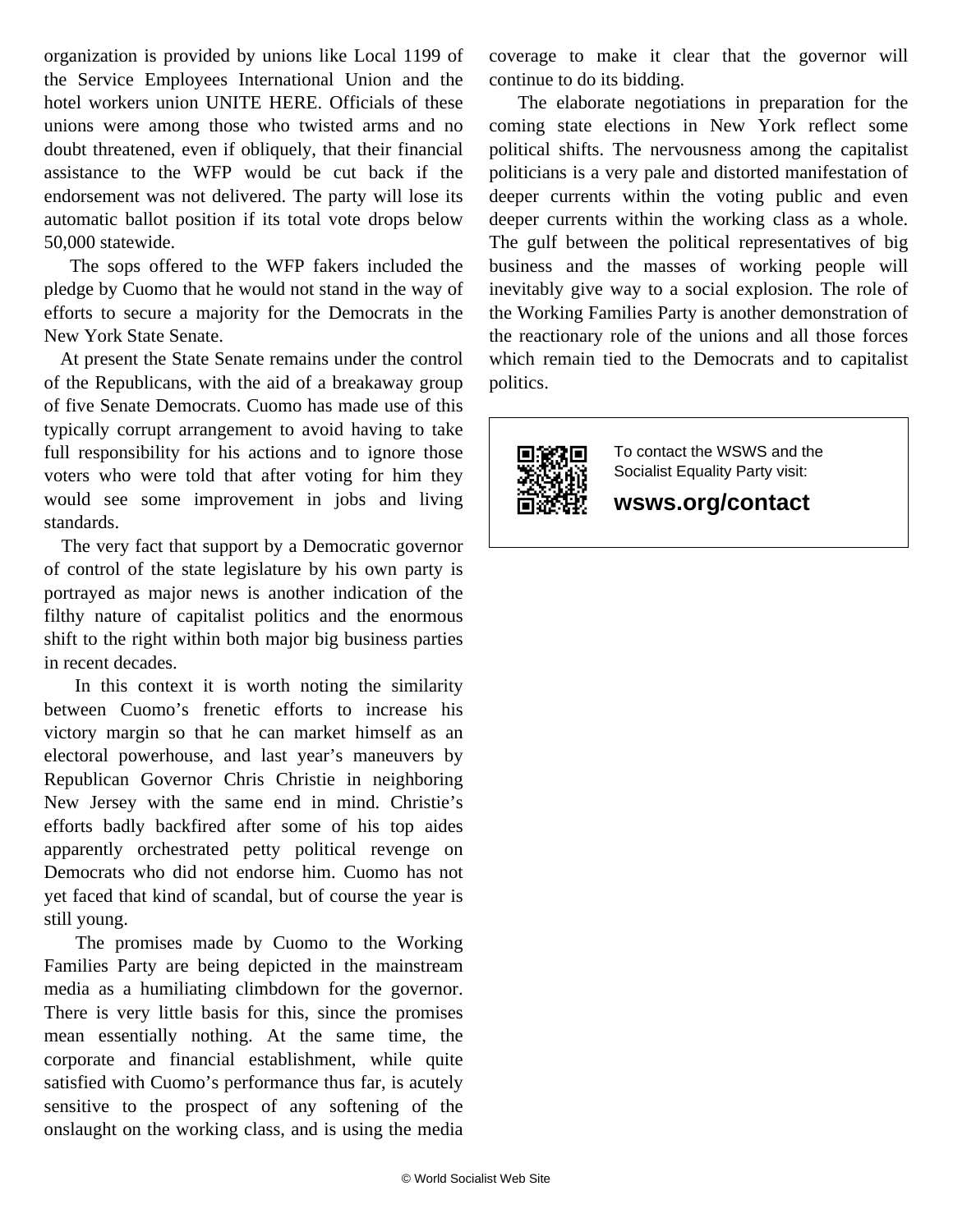organization is provided by unions like Local 1199 of the Service Employees International Union and the hotel workers union UNITE HERE. Officials of these unions were among those who twisted arms and no doubt threatened, even if obliquely, that their financial assistance to the WFP would be cut back if the endorsement was not delivered. The party will lose its automatic ballot position if its total vote drops below 50,000 statewide.

The sops offered to the WFP fakers included the pledge by Cuomo that he would not stand in the way of efforts to secure a majority for the Democrats in the New York State Senate.

At present the State Senate remains under the control of the Republicans, with the aid of a breakaway group of five Senate Democrats. Cuomo has made use of this typically corrupt arrangement to avoid having to take full responsibility for his actions and to ignore those voters who were told that after voting for him they would see some improvement in jobs and living standards.

The very fact that support by a Democratic governor of control of the state legislature by his own party is portrayed as major news is another indication of the filthy nature of capitalist politics and the enormous shift to the right within both major big business parties in recent decades.

In this context it is worth noting the similarity between Cuomo's frenetic efforts to increase his victory margin so that he can market himself as an electoral powerhouse, and last year's maneuvers by Republican Governor Chris Christie in neighboring New Jersey with the same end in mind. Christie's efforts badly backfired after some of his top aides apparently orchestrated petty political revenge on Democrats who did not endorse him. Cuomo has not yet faced that kind of scandal, but of course the year is still young.

The promises made by Cuomo to the Working Families Party are being depicted in the mainstream media as a humiliating climbdown for the governor. There is very little basis for this, since the promises mean essentially nothing. At the same time, the corporate and financial establishment, while quite satisfied with Cuomo's performance thus far, is acutely sensitive to the prospect of any softening of the onslaught on the working class, and is using the media coverage to make it clear that the governor will continue to do its bidding.

The elaborate negotiations in preparation for the coming state elections in New York reflect some political shifts. The nervousness among the capitalist politicians is a very pale and distorted manifestation of deeper currents within the voting public and even deeper currents within the working class as a whole. The gulf between the political representatives of big business and the masses of working people will inevitably give way to a social explosion. The role of the Working Families Party is another demonstration of the reactionary role of the unions and all those forces which remain tied to the Democrats and to capitalist politics.

To contact the WSWS and the Socialist Equality Party visit:

**wsws.org/contact**